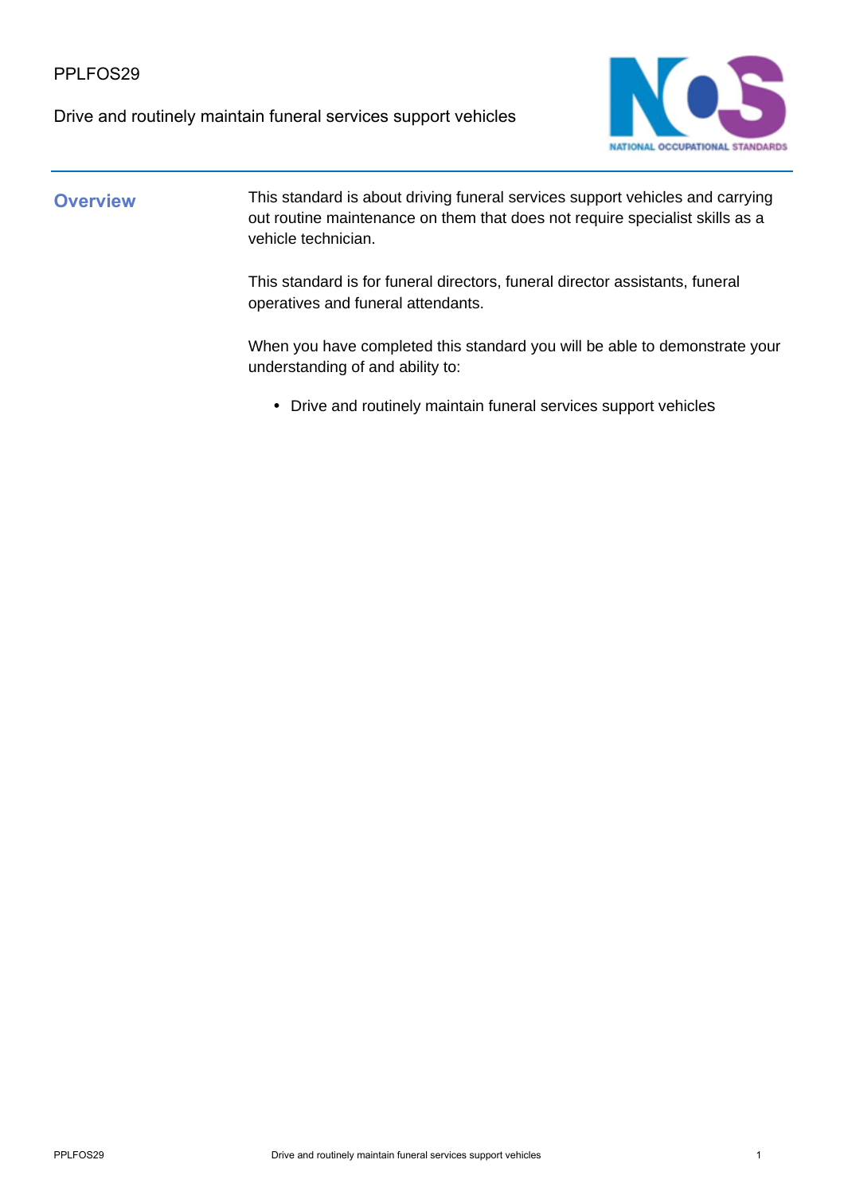PPLFOS29

Drive and routinely maintain funeral services support vehicles

## Overview

This standard is about driving funeral services support vehicles and carrying out routine maintenance on them that does not require specialist skills as a vehicle technician.

This standard is for funeral directors, funeral director assistants, funeral operatives and funeral attendants.

When you have completed this standard you will be able to demonstrate your understanding of and ability to:

- Drive and routinely maintain funeral services support vehicles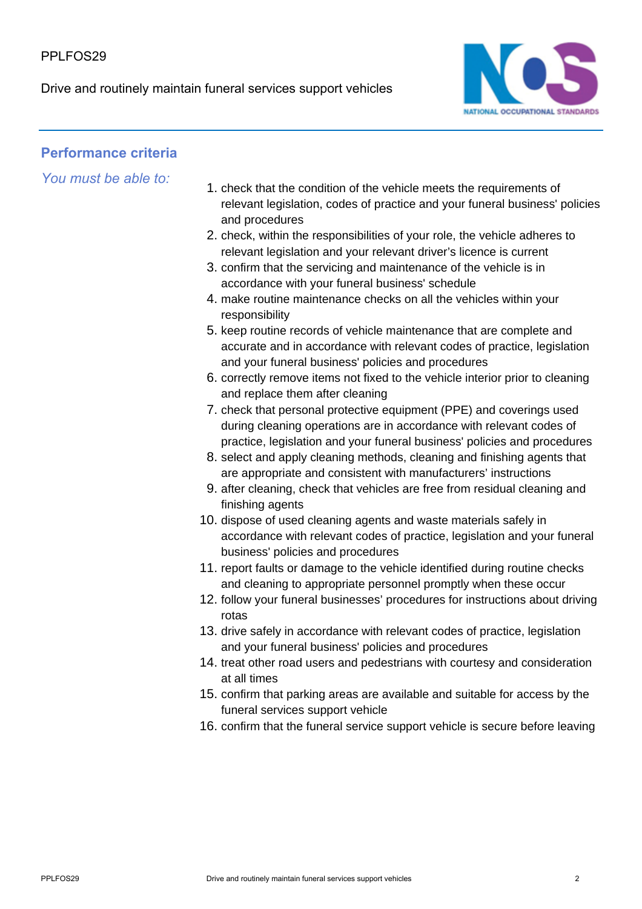## Performance criteria

*You must be able to:*

1. check that the condition of the vehicle meets the requirements of relevant legislation, codes of practice and your funeral business' policies and procedures
2. check, within the responsibilities of your role, the vehicle adheres to relevant legislation and your relevant driver's licence is current
3. confirm that the servicing and maintenance of the vehicle is in accordance with your funeral business' schedule
4. make routine maintenance checks on all the vehicles within your responsibility
5. keep routine records of vehicle maintenance that are complete and accurate and in accordance with relevant codes of practice, legislation and your funeral business' policies and procedures
6. correctly remove items not fixed to the vehicle interior prior to cleaning and replace them after cleaning
7. check that personal protective equipment (PPE) and coverings used during cleaning operations are in accordance with relevant codes of practice, legislation and your funeral business' policies and procedures
8. select and apply cleaning methods, cleaning and finishing agents that are appropriate and consistent with manufacturers' instructions
9. after cleaning, check that vehicles are free from residual cleaning and finishing agents
10. dispose of used cleaning agents and waste materials safely in accordance with relevant codes of practice, legislation and your funeral business' policies and procedures
11. report faults or damage to the vehicle identified during routine checks and cleaning to appropriate personnel promptly when these occur
12. follow your funeral businesses' procedures for instructions about driving rotas
13. drive safely in accordance with relevant codes of practice, legislation and your funeral business' policies and procedures
14. treat other road users and pedestrians with courtesy and consideration at all times
15. confirm that parking areas are available and suitable for access by the funeral services support vehicle
16. confirm that the funeral service support vehicle is secure before leaving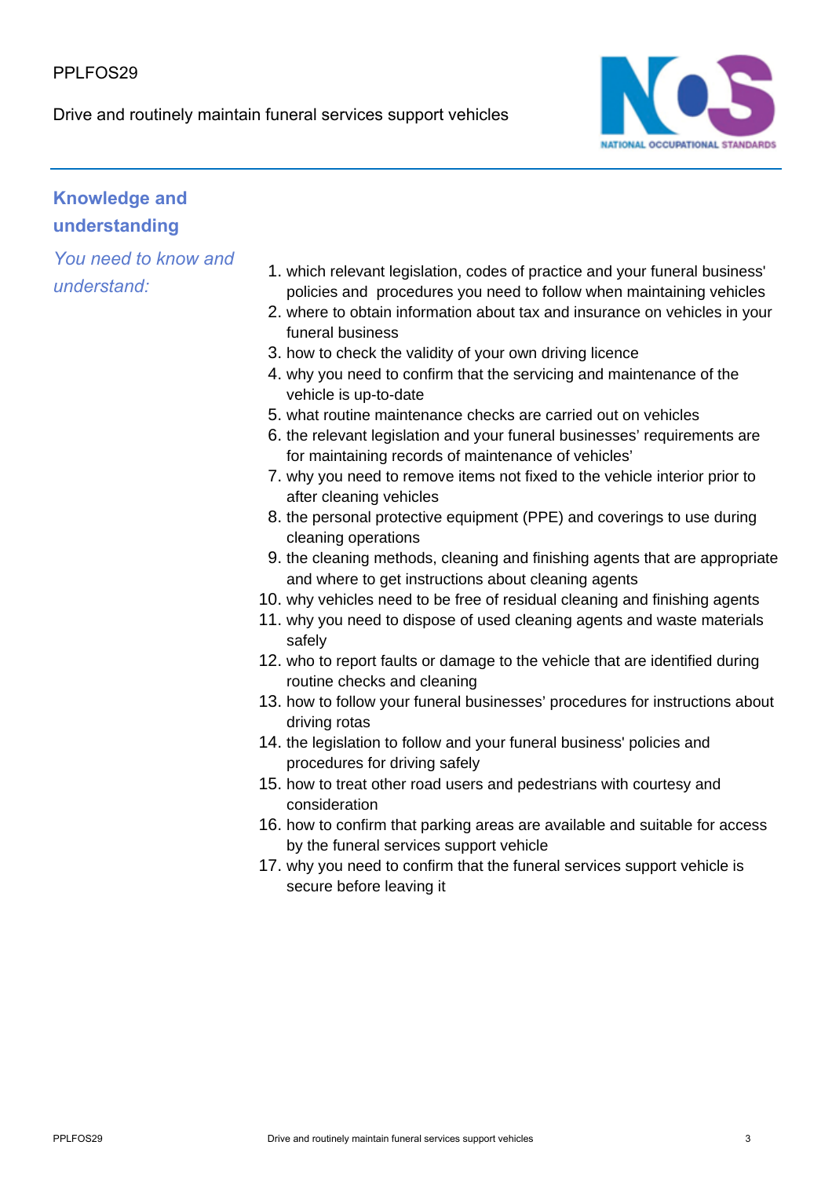## Knowledge and understanding

*You need to know and understand:*

1. which relevant legislation, codes of practice and your funeral business' policies and procedures you need to follow when maintaining vehicles
2. where to obtain information about tax and insurance on vehicles in your funeral business
3. how to check the validity of your own driving licence
4. why you need to confirm that the servicing and maintenance of the vehicle is up-to-date
5. what routine maintenance checks are carried out on vehicles
6. the relevant legislation and your funeral businesses' requirements are for maintaining records of maintenance of vehicles'
7. why you need to remove items not fixed to the vehicle interior prior to after cleaning vehicles
8. the personal protective equipment (PPE) and coverings to use during cleaning operations
9. the cleaning methods, cleaning and finishing agents that are appropriate and where to get instructions about cleaning agents
10. why vehicles need to be free of residual cleaning and finishing agents
11. why you need to dispose of used cleaning agents and waste materials safely
12. who to report faults or damage to the vehicle that are identified during routine checks and cleaning
13. how to follow your funeral businesses' procedures for instructions about driving rotas
14. the legislation to follow and your funeral business' policies and procedures for driving safely
15. how to treat other road users and pedestrians with courtesy and consideration
16. how to confirm that parking areas are available and suitable for access by the funeral services support vehicle
17. why you need to confirm that the funeral services support vehicle is secure before leaving it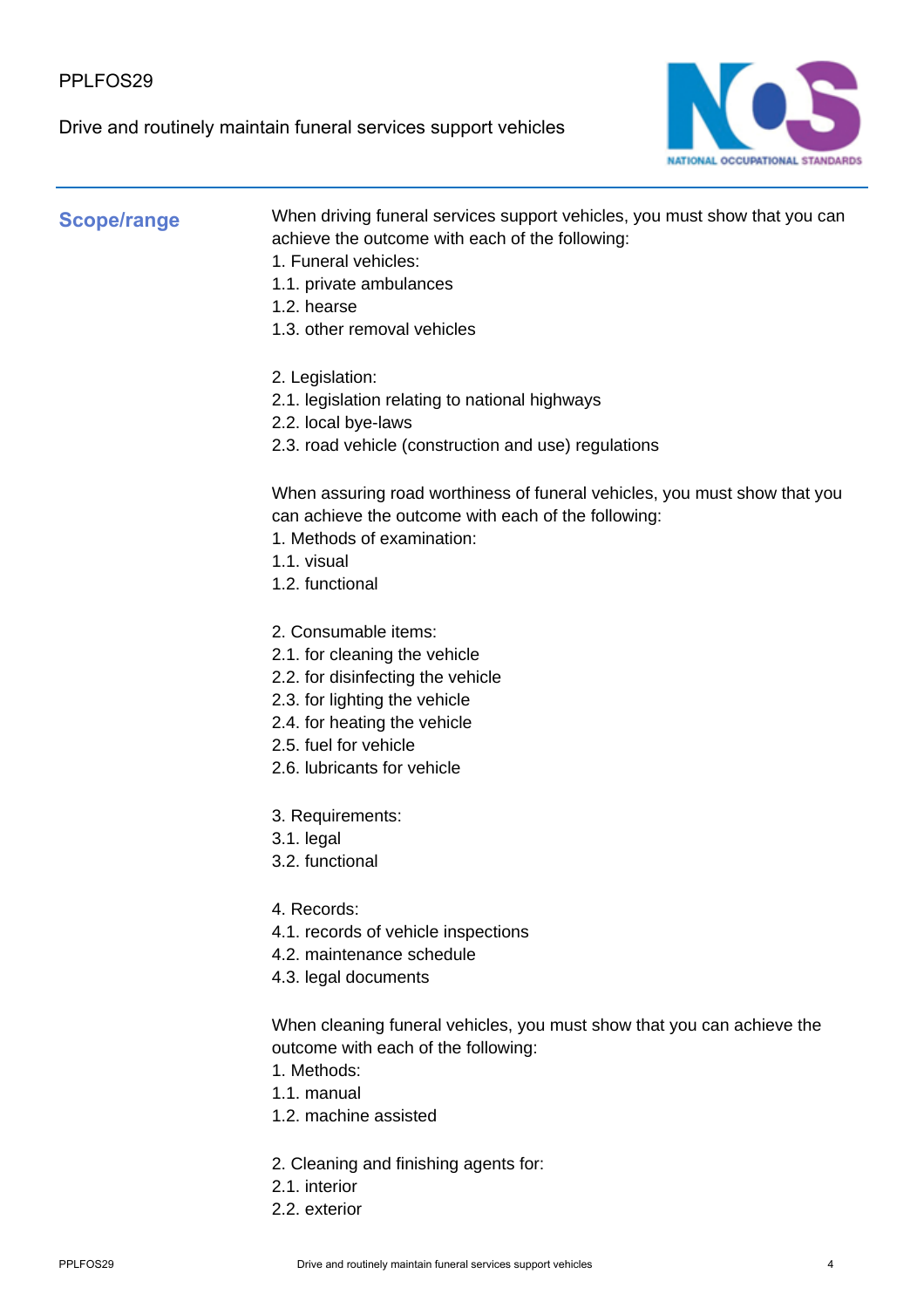## Scope/range

When driving funeral services support vehicles, you must show that you can achieve the outcome with each of the following:

1. Funeral vehicles:
1.1. private ambulances
1.2. hearse
1.3. other removal vehicles

2. Legislation:
2.1. legislation relating to national highways
2.2. local bye-laws
2.3. road vehicle (construction and use) regulations

When assuring road worthiness of funeral vehicles, you must show that you can achieve the outcome with each of the following:

1. Methods of examination:
1.1. visual
1.2. functional

2. Consumable items:
2.1. for cleaning the vehicle
2.2. for disinfecting the vehicle
2.3. for lighting the vehicle
2.4. for heating the vehicle
2.5. fuel for vehicle
2.6. lubricants for vehicle

3. Requirements:
3.1. legal
3.2. functional

4. Records:
4.1. records of vehicle inspections
4.2. maintenance schedule
4.3. legal documents

When cleaning funeral vehicles, you must show that you can achieve the outcome with each of the following:

1. Methods:
1.1. manual
1.2. machine assisted

2. Cleaning and finishing agents for:
2.1. interior
2.2. exterior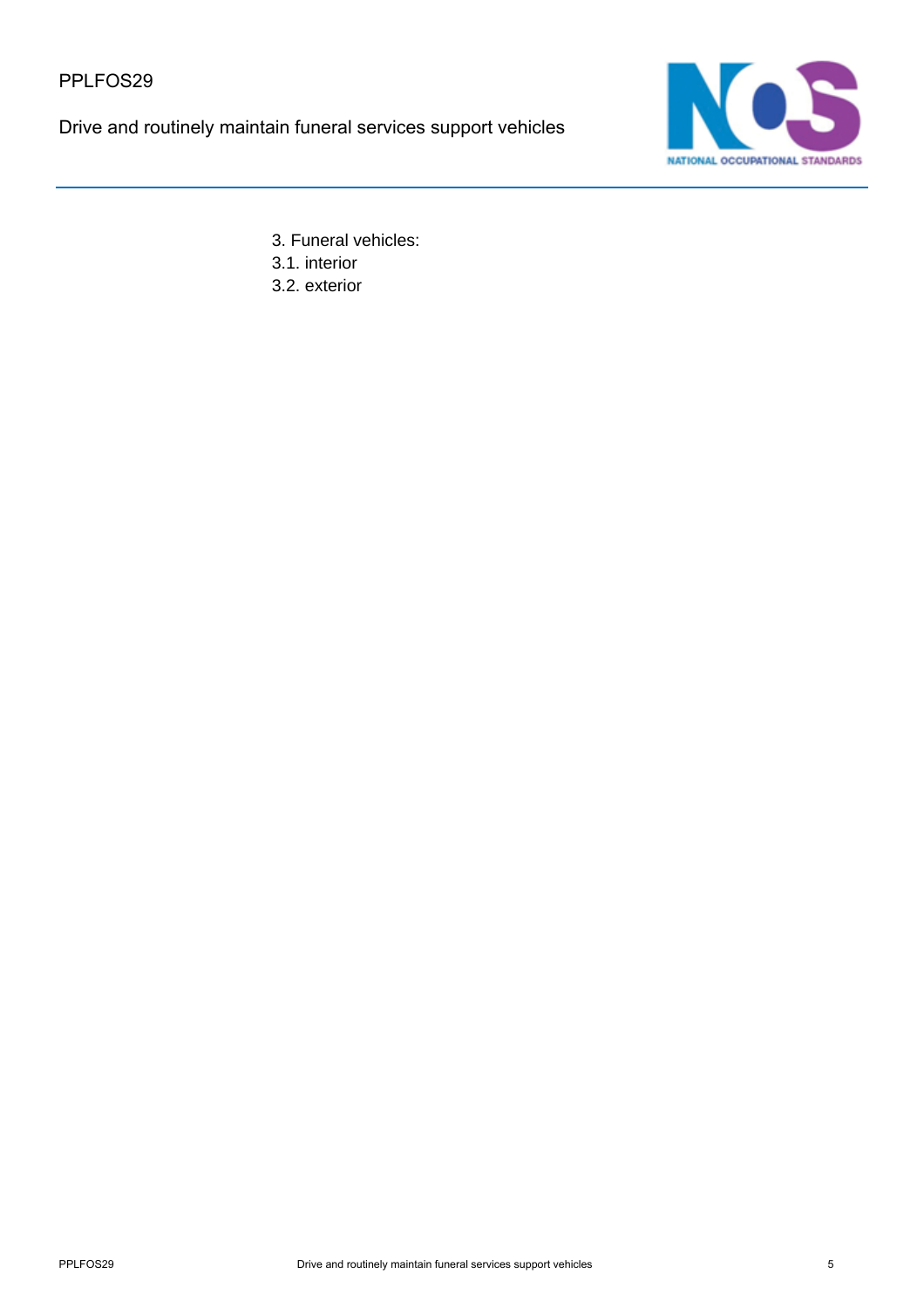3. Funeral vehicles:
3.1. interior
3.2. exterior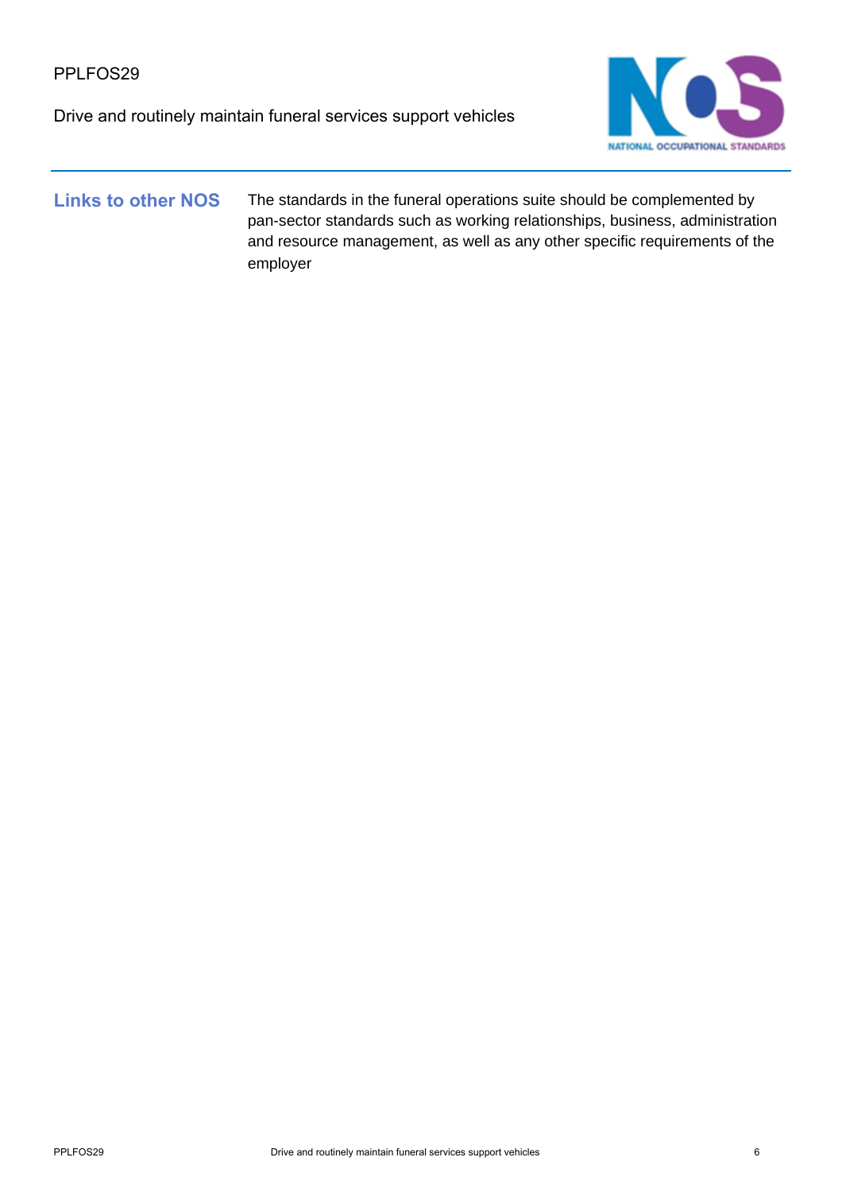## Links to other NOS

The standards in the funeral operations suite should be complemented by pan-sector standards such as working relationships, business, administration and resource management, as well as any other specific requirements of the employer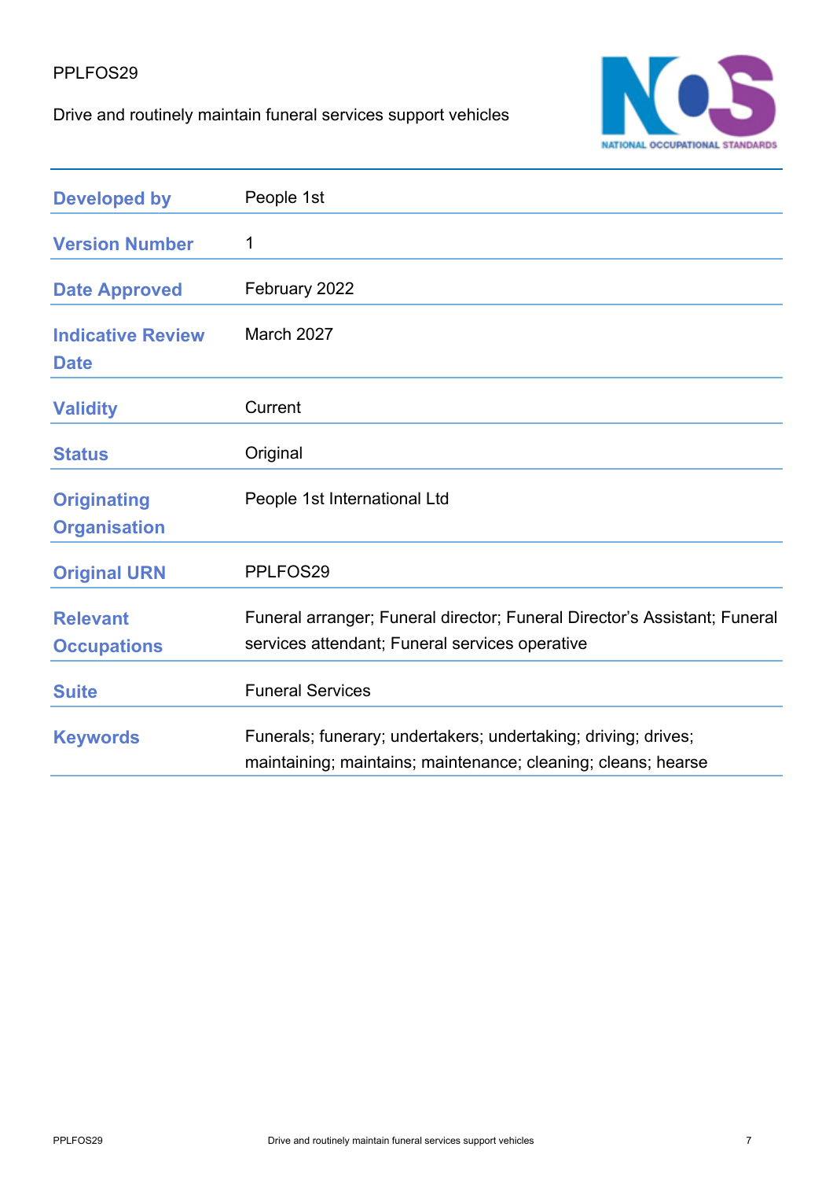PPLFOS29

Drive and routinely maintain funeral services support vehicles

| | |
|---|---|
| **Developed by** | People 1st |
| **Version Number** | 1 |
| **Date Approved** | February 2022 |
| **Indicative Review Date** | March 2027 |
| **Validity** | Current |
| **Status** | Original |
| **Originating Organisation** | People 1st International Ltd |
| **Original URN** | PPLFOS29 |
| **Relevant Occupations** | Funeral arranger; Funeral director; Funeral Director's Assistant; Funeral services attendant; Funeral services operative |
| **Suite** | Funeral Services |
| **Keywords** | Funerals; funerary; undertakers; undertaking; driving; drives; maintaining; maintains; maintenance; cleaning; cleans; hearse |